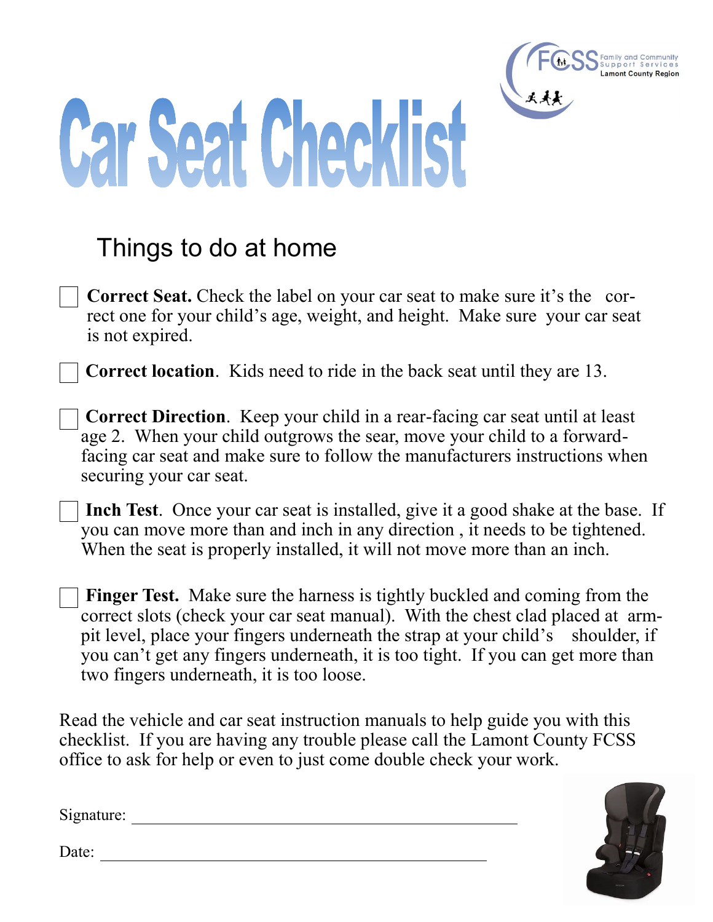# Car Seat Checklist

FCSS Family and Community Support Services Lamont County Region

## Things to do at home

- [ ] **Correct Seat.** Check the label on your car seat to make sure it's the correct one for your child's age, weight, and height. Make sure your car seat is not expired.

- [ ] **Correct location**. Kids need to ride in the back seat until they are 13.

- [ ] **Correct Direction**. Keep your child in a rear-facing car seat until at least age 2. When your child outgrows the sear, move your child to a forward-facing car seat and make sure to follow the manufacturers instructions when securing your car seat.

- [ ] **Inch Test**. Once your car seat is installed, give it a good shake at the base. If you can move more than and inch in any direction , it needs to be tightened. When the seat is properly installed, it will not move more than an inch.

- [ ] **Finger Test.** Make sure the harness is tightly buckled and coming from the correct slots (check your car seat manual). With the chest clad placed at armpit level, place your fingers underneath the strap at your child's shoulder, if you can't get any fingers underneath, it is too tight. If you can get more than two fingers underneath, it is too loose.

Read the vehicle and car seat instruction manuals to help guide you with this checklist. If you are having any trouble please call the Lamont County FCSS office to ask for help or even to just come double check your work.

Signature: ______________________________

Date: ______________________________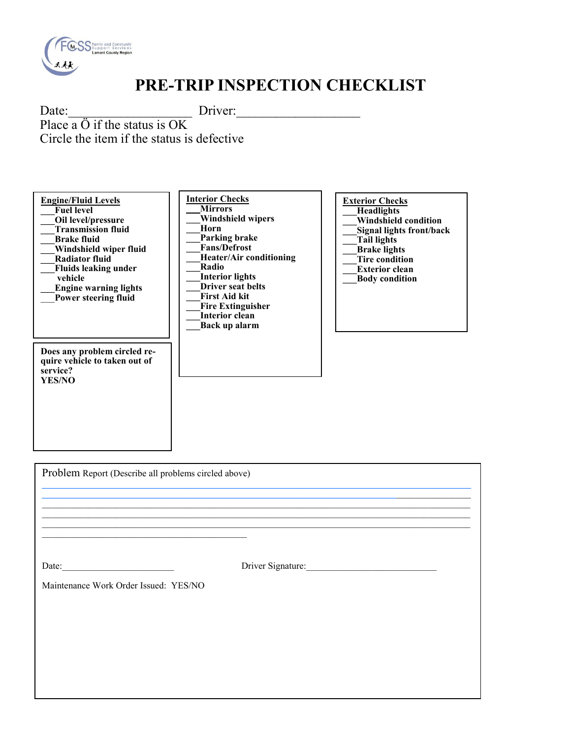# PRE-TRIP INSPECTION CHECKLIST

Date:___________________ Driver:___________________

Place a Ö if the status is OK

Circle the item if the status is defective

**Engine/Fluid Levels**

- ___Fuel level
- ___Oil level/pressure
- ___Transmission fluid
- ___Brake fluid
- ___Windshield wiper fluid
- ___Radiator fluid
- ___Fluids leaking under vehicle
- ___Engine warning lights
- ___Power steering fluid

**Interior Checks**

- ___Mirrors
- ___Windshield wipers
- ___Horn
- ___Parking brake
- ___Fans/Defrost
- ___Heater/Air conditioning
- ___Radio
- ___Interior lights
- ___Driver seat belts
- ___First Aid kit
- ___Fire Extinguisher
- ___Interior clean
- ___Back up alarm

**Exterior Checks**

- ___Headlights
- ___Windshield condition
- ___Signal lights front/back
- ___Tail lights
- ___Brake lights
- ___Tire condition
- ___Exterior clean
- ___Body condition

**Does any problem circled require vehicle to taken out of service?**
**YES/NO**

Problem Report (Describe all problems circled above)

______________________________________________________________________________

______________________________________________________________________________

______________________________________________________________________________

______________________________________________________________________________

______________________________________________________________________________

_____________________________________

Date:________________________ Driver Signature:____________________________

Maintenance Work Order Issued: YES/NO